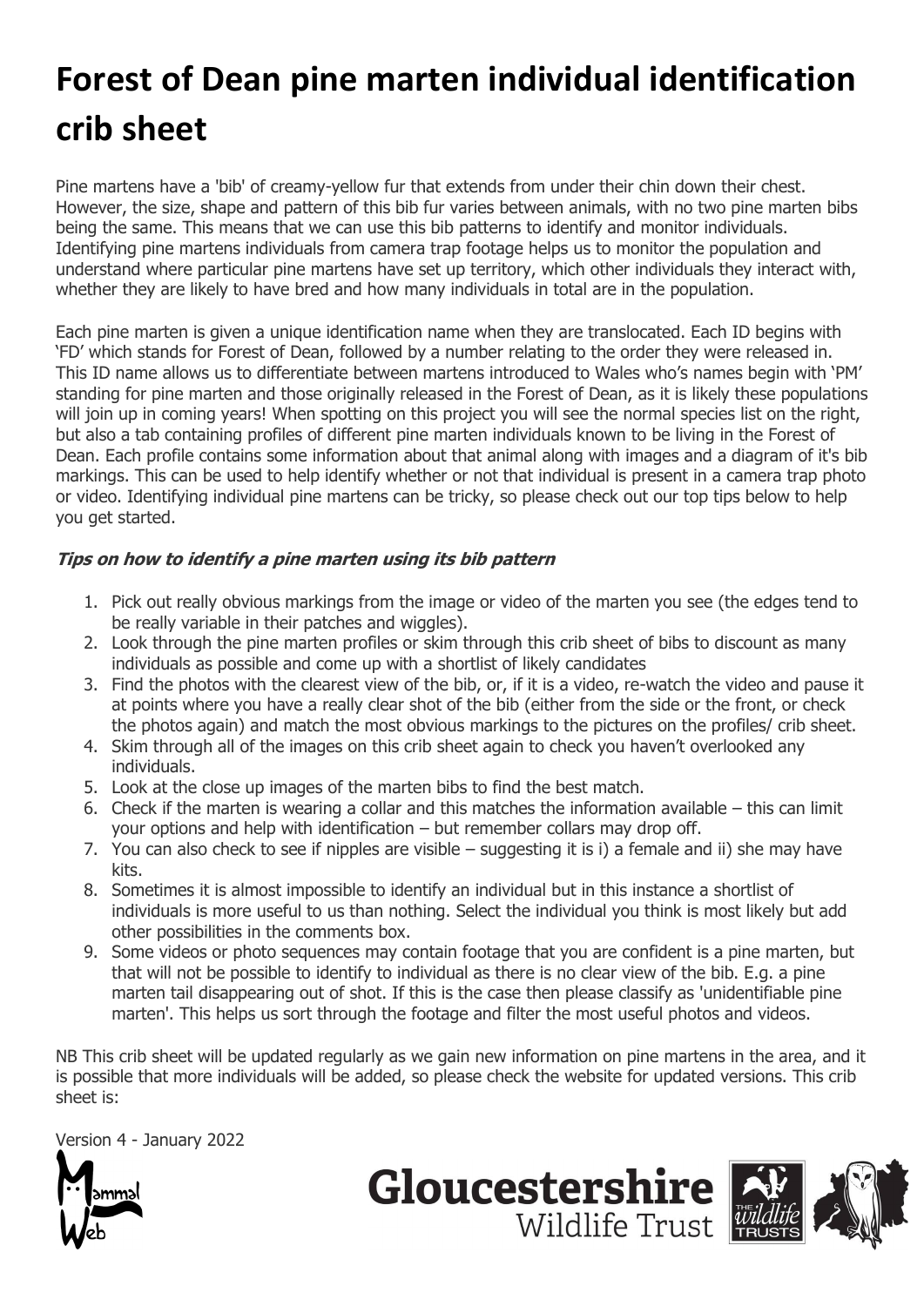# Forest of Dean pine marten individual identification crib sheet

Pine martens have a 'bib' of creamy-yellow fur that extends from under their chin down their chest. However, the size, shape and pattern of this bib fur varies between animals, with no two pine marten bibs being the same. This means that we can use this bib patterns to identify and monitor individuals. Identifying pine martens individuals from camera trap footage helps us to monitor the population and understand where particular pine martens have set up territory, which other individuals they interact with, whether they are likely to have bred and how many individuals in total are in the population.

Each pine marten is given a unique identification name when they are translocated. Each ID begins with 'FD' which stands for Forest of Dean, followed by a number relating to the order they were released in. This ID name allows us to differentiate between martens introduced to Wales who's names begin with 'PM' standing for pine marten and those originally released in the Forest of Dean, as it is likely these populations will join up in coming years! When spotting on this project you will see the normal species list on the right, but also a tab containing profiles of different pine marten individuals known to be living in the Forest of Dean. Each profile contains some information about that animal along with images and a diagram of it's bib markings. This can be used to help identify whether or not that individual is present in a camera trap photo or video. Identifying individual pine martens can be tricky, so please check out our top tips below to help you get started.

***Tips on how to identify a pine marten using its bib pattern***

1. Pick out really obvious markings from the image or video of the marten you see (the edges tend to be really variable in their patches and wiggles).
2. Look through the pine marten profiles or skim through this crib sheet of bibs to discount as many individuals as possible and come up with a shortlist of likely candidates
3. Find the photos with the clearest view of the bib, or, if it is a video, re-watch the video and pause it at points where you have a really clear shot of the bib (either from the side or the front, or check the photos again) and match the most obvious markings to the pictures on the profiles/ crib sheet.
4. Skim through all of the images on this crib sheet again to check you haven't overlooked any individuals.
5. Look at the close up images of the marten bibs to find the best match.
6. Check if the marten is wearing a collar and this matches the information available – this can limit your options and help with identification – but remember collars may drop off.
7. You can also check to see if nipples are visible – suggesting it is i) a female and ii) she may have kits.
8. Sometimes it is almost impossible to identify an individual but in this instance a shortlist of individuals is more useful to us than nothing. Select the individual you think is most likely but add other possibilities in the comments box.
9. Some videos or photo sequences may contain footage that you are confident is a pine marten, but that will not be possible to identify to individual as there is no clear view of the bib. E.g. a pine marten tail disappearing out of shot. If this is the case then please classify as 'unidentifiable pine marten'. This helps us sort through the footage and filter the most useful photos and videos.

NB This crib sheet will be updated regularly as we gain new information on pine martens in the area, and it is possible that more individuals will be added, so please check the website for updated versions. This crib sheet is:

Version 4 - January 2022

MammalWeb

Gloucestershire Wildlife Trust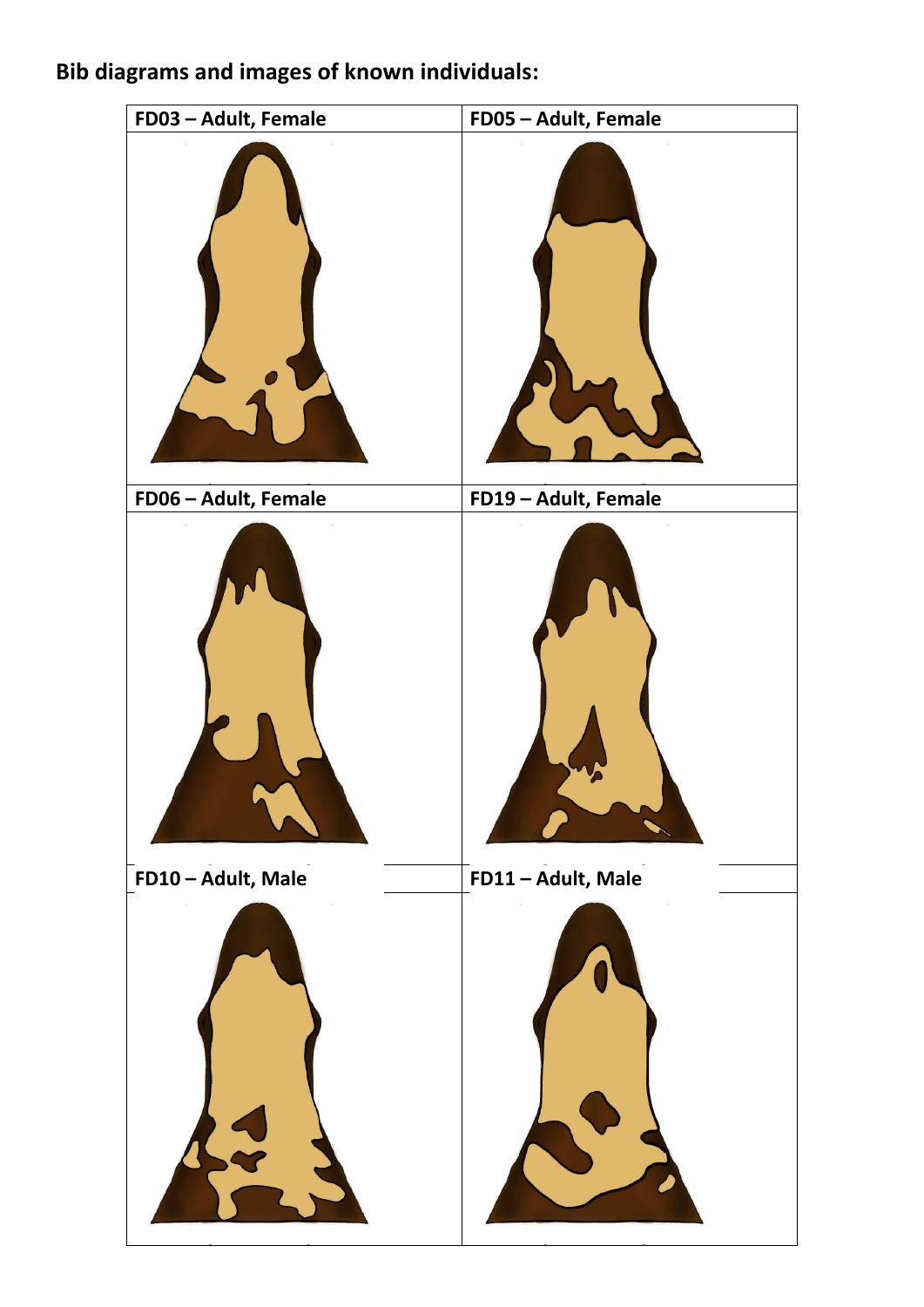**Bib diagrams and images of known individuals:**

| FD03 – Adult, Female | FD05 – Adult, Female |
|---|---|
| FD06 – Adult, Female | FD19 – Adult, Female |
| FD10 – Adult, Male | FD11 – Adult, Male |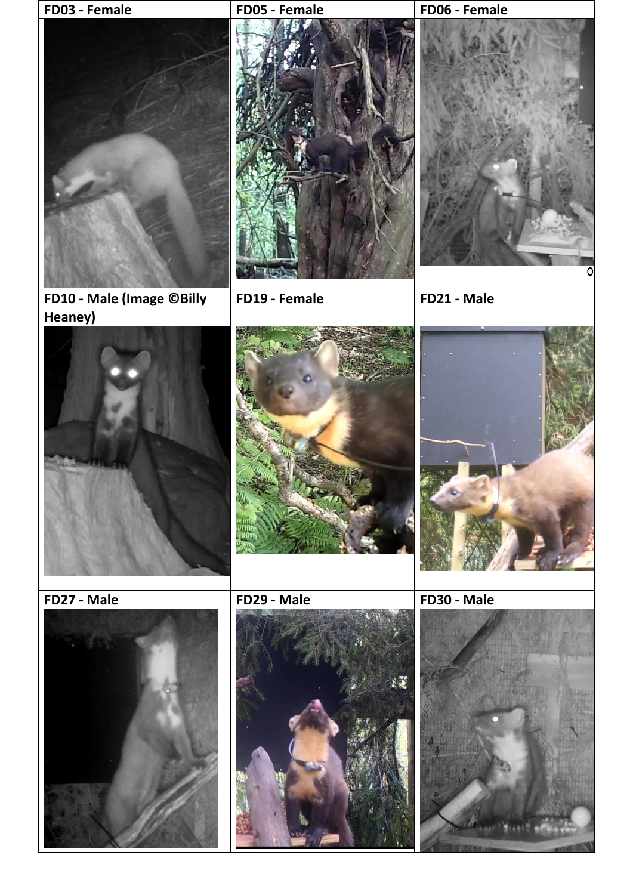| FD03 - Female | FD05 - Female | FD06 - Female |
| --- | --- | --- |
| | | 0 |
| **FD10 - Male (Image ©Billy Heaney)** | **FD19 - Female** | **FD21 - Male** |
| | | |
| **FD27 - Male** | **FD29 - Male** | **FD30 - Male** |
| | | |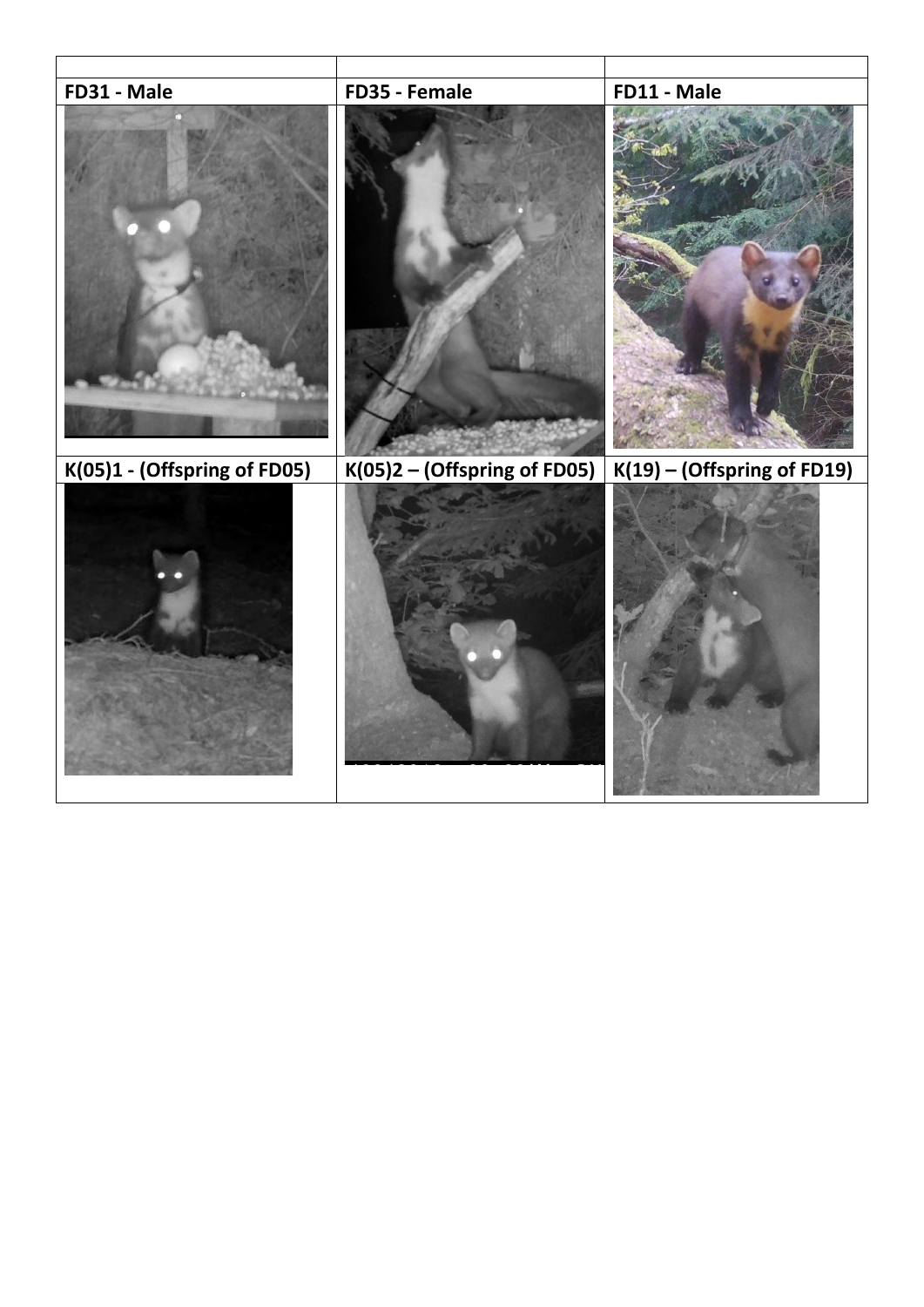| | | |
|---|---|---|
| **FD31 - Male** | **FD35 - Female** | **FD11 - Male** |
| | | |
| **K(05)1 - (Offspring of FD05)** | **K(05)2 – (Offspring of FD05)** | **K(19) – (Offspring of FD19)** |
| | | |